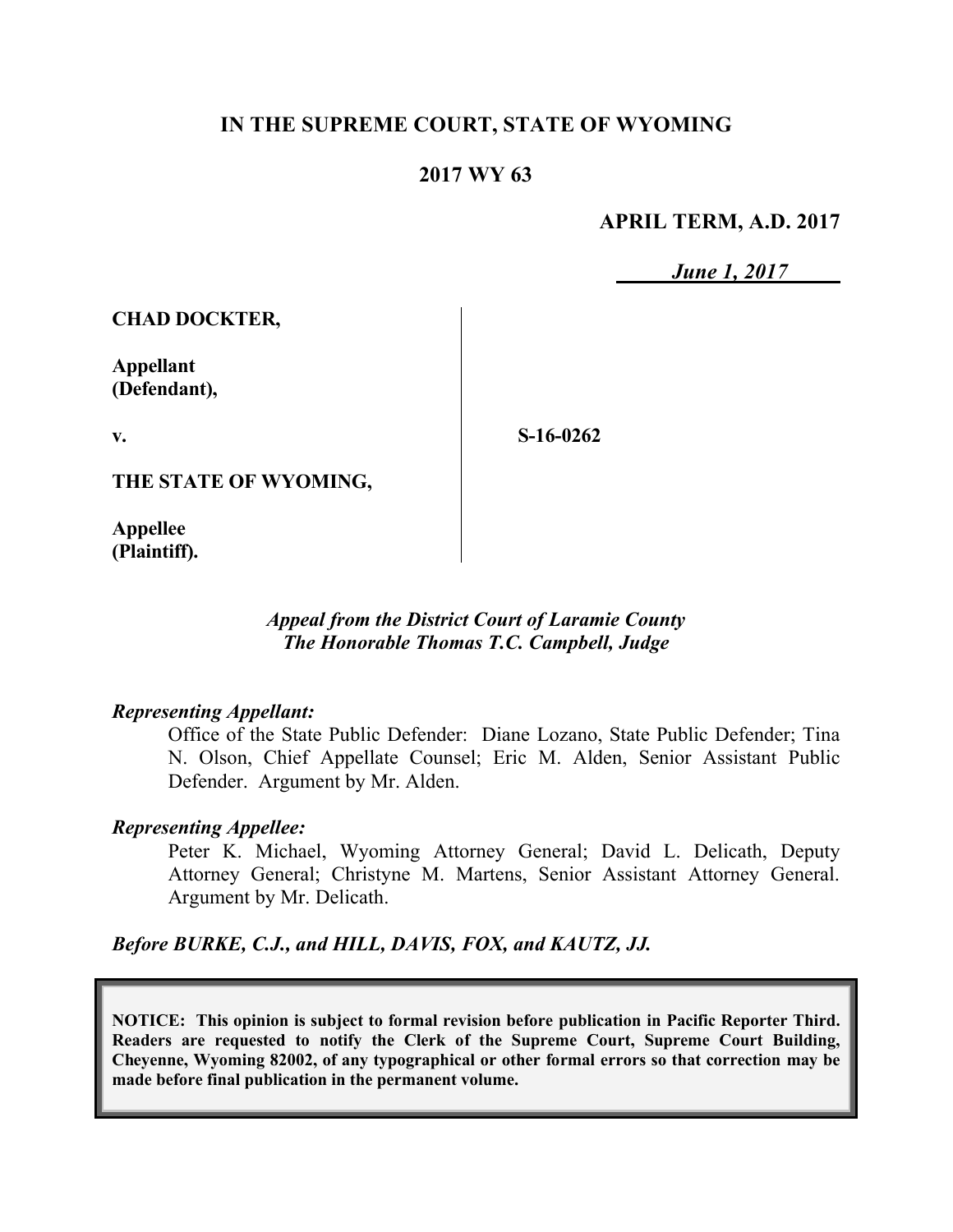**IN THE SUPREME COURT, STATE OF WYOMING**

**2017 WY 63**

**APRIL TERM, A.D. 2017**

***June 1, 2017***

**CHAD DOCKTER,**

**Appellant (Defendant),**

**v.**

**S-16-0262**

**THE STATE OF WYOMING,**

**Appellee (Plaintiff).**

*Appeal from the District Court of Laramie County*
*The Honorable Thomas T.C. Campbell, Judge*

*Representing Appellant:*

Office of the State Public Defender: Diane Lozano, State Public Defender; Tina N. Olson, Chief Appellate Counsel; Eric M. Alden, Senior Assistant Public Defender. Argument by Mr. Alden.

*Representing Appellee:*

Peter K. Michael, Wyoming Attorney General; David L. Delicath, Deputy Attorney General; Christyne M. Martens, Senior Assistant Attorney General. Argument by Mr. Delicath.

*Before BURKE, C.J., and HILL, DAVIS, FOX, and KAUTZ, JJ.*

**NOTICE: This opinion is subject to formal revision before publication in Pacific Reporter Third. Readers are requested to notify the Clerk of the Supreme Court, Supreme Court Building, Cheyenne, Wyoming 82002, of any typographical or other formal errors so that correction may be made before final publication in the permanent volume.**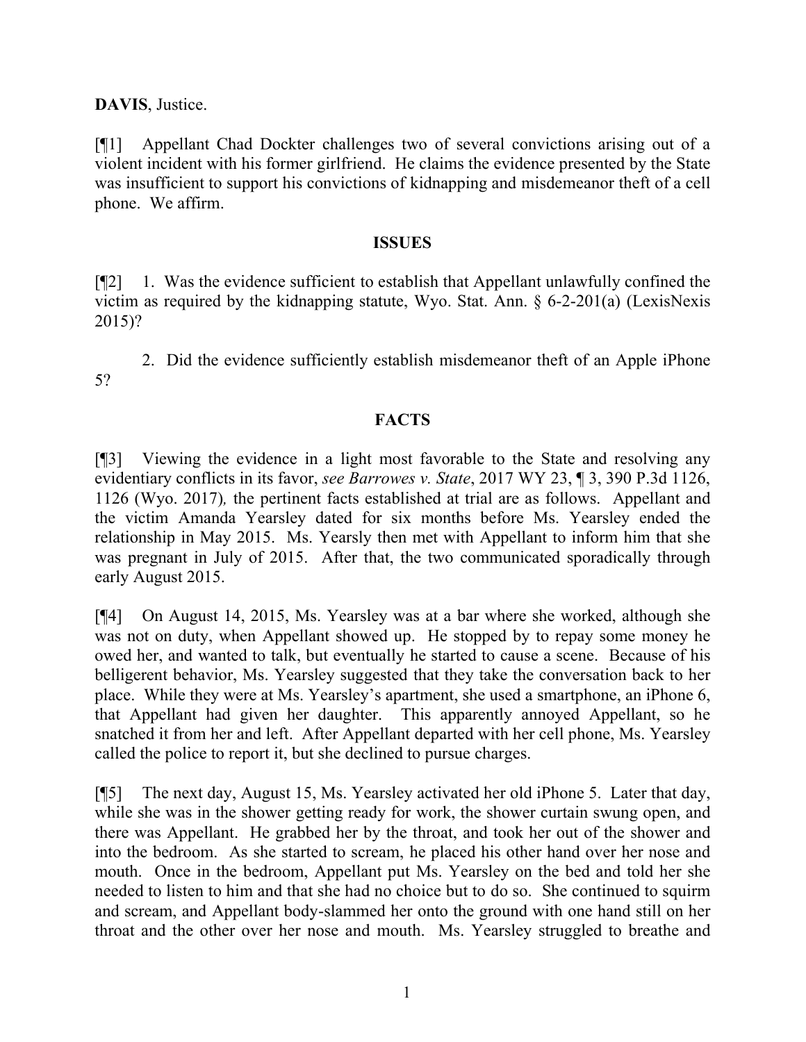**DAVIS**, Justice.

[¶1] Appellant Chad Dockter challenges two of several convictions arising out of a violent incident with his former girlfriend. He claims the evidence presented by the State was insufficient to support his convictions of kidnapping and misdemeanor theft of a cell phone. We affirm.

## ISSUES

[¶2] 1. Was the evidence sufficient to establish that Appellant unlawfully confined the victim as required by the kidnapping statute, Wyo. Stat. Ann. § 6-2-201(a) (LexisNexis 2015)?

2. Did the evidence sufficiently establish misdemeanor theft of an Apple iPhone 5?

## FACTS

[¶3] Viewing the evidence in a light most favorable to the State and resolving any evidentiary conflicts in its favor, *see Barrowes v. State*, 2017 WY 23, ¶ 3, 390 P.3d 1126, 1126 (Wyo. 2017)*,* the pertinent facts established at trial are as follows. Appellant and the victim Amanda Yearsley dated for six months before Ms. Yearsley ended the relationship in May 2015. Ms. Yearsly then met with Appellant to inform him that she was pregnant in July of 2015. After that, the two communicated sporadically through early August 2015.

[¶4] On August 14, 2015, Ms. Yearsley was at a bar where she worked, although she was not on duty, when Appellant showed up. He stopped by to repay some money he owed her, and wanted to talk, but eventually he started to cause a scene. Because of his belligerent behavior, Ms. Yearsley suggested that they take the conversation back to her place. While they were at Ms. Yearsley's apartment, she used a smartphone, an iPhone 6, that Appellant had given her daughter. This apparently annoyed Appellant, so he snatched it from her and left. After Appellant departed with her cell phone, Ms. Yearsley called the police to report it, but she declined to pursue charges.

[¶5] The next day, August 15, Ms. Yearsley activated her old iPhone 5. Later that day, while she was in the shower getting ready for work, the shower curtain swung open, and there was Appellant. He grabbed her by the throat, and took her out of the shower and into the bedroom. As she started to scream, he placed his other hand over her nose and mouth. Once in the bedroom, Appellant put Ms. Yearsley on the bed and told her she needed to listen to him and that she had no choice but to do so. She continued to squirm and scream, and Appellant body-slammed her onto the ground with one hand still on her throat and the other over her nose and mouth. Ms. Yearsley struggled to breathe and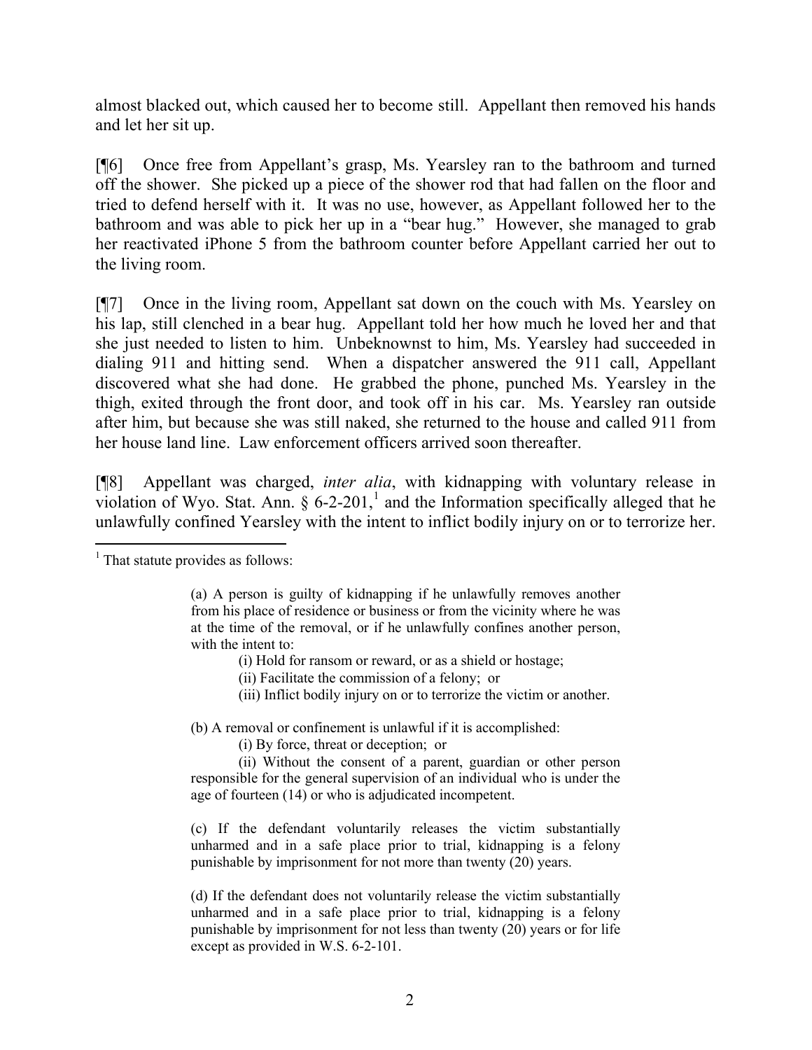almost blacked out, which caused her to become still. Appellant then removed his hands and let her sit up.

[¶6] Once free from Appellant's grasp, Ms. Yearsley ran to the bathroom and turned off the shower. She picked up a piece of the shower rod that had fallen on the floor and tried to defend herself with it. It was no use, however, as Appellant followed her to the bathroom and was able to pick her up in a "bear hug." However, she managed to grab her reactivated iPhone 5 from the bathroom counter before Appellant carried her out to the living room.

[¶7] Once in the living room, Appellant sat down on the couch with Ms. Yearsley on his lap, still clenched in a bear hug. Appellant told her how much he loved her and that she just needed to listen to him. Unbeknownst to him, Ms. Yearsley had succeeded in dialing 911 and hitting send. When a dispatcher answered the 911 call, Appellant discovered what she had done. He grabbed the phone, punched Ms. Yearsley in the thigh, exited through the front door, and took off in his car. Ms. Yearsley ran outside after him, but because she was still naked, she returned to the house and called 911 from her house land line. Law enforcement officers arrived soon thereafter.

[¶8] Appellant was charged, *inter alia*, with kidnapping with voluntary release in violation of Wyo. Stat. Ann. § 6-2-201,[1] and the Information specifically alleged that he unlawfully confined Yearsley with the intent to inflict bodily injury on or to terrorize her.

---

[1] That statute provides as follows:

> (a) A person is guilty of kidnapping if he unlawfully removes another from his place of residence or business or from the vicinity where he was at the time of the removal, or if he unlawfully confines another person, with the intent to:
>
> (i) Hold for ransom or reward, or as a shield or hostage;
>
> (ii) Facilitate the commission of a felony; or
>
> (iii) Inflict bodily injury on or to terrorize the victim or another.
>
> (b) A removal or confinement is unlawful if it is accomplished:
>
> (i) By force, threat or deception; or
>
> (ii) Without the consent of a parent, guardian or other person responsible for the general supervision of an individual who is under the age of fourteen (14) or who is adjudicated incompetent.
>
> (c) If the defendant voluntarily releases the victim substantially unharmed and in a safe place prior to trial, kidnapping is a felony punishable by imprisonment for not more than twenty (20) years.
>
> (d) If the defendant does not voluntarily release the victim substantially unharmed and in a safe place prior to trial, kidnapping is a felony punishable by imprisonment for not less than twenty (20) years or for life except as provided in W.S. 6-2-101.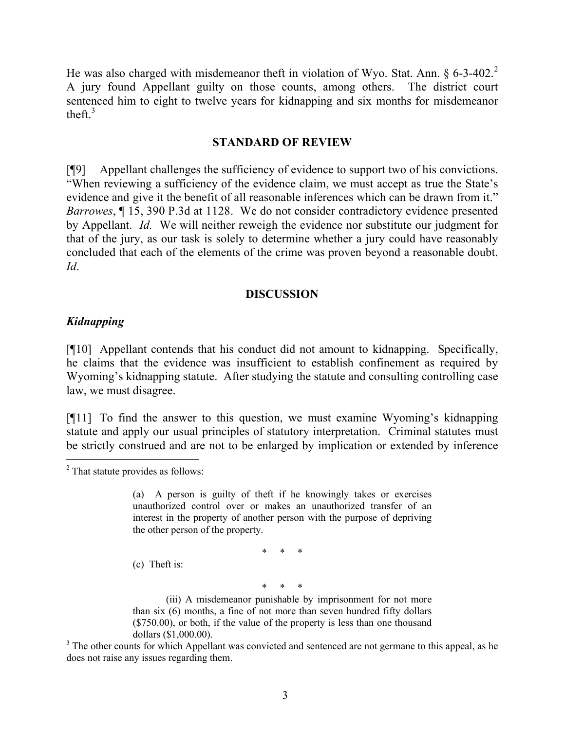He was also charged with misdemeanor theft in violation of Wyo. Stat. Ann. § 6-3-402.[2] A jury found Appellant guilty on those counts, among others. The district court sentenced him to eight to twelve years for kidnapping and six months for misdemeanor theft.[3]

## STANDARD OF REVIEW

[¶9] Appellant challenges the sufficiency of evidence to support two of his convictions. "When reviewing a sufficiency of the evidence claim, we must accept as true the State's evidence and give it the benefit of all reasonable inferences which can be drawn from it." *Barrowes*, ¶ 15, 390 P.3d at 1128. We do not consider contradictory evidence presented by Appellant. *Id.* We will neither reweigh the evidence nor substitute our judgment for that of the jury, as our task is solely to determine whether a jury could have reasonably concluded that each of the elements of the crime was proven beyond a reasonable doubt. *Id*.

## DISCUSSION

### *Kidnapping*

[¶10] Appellant contends that his conduct did not amount to kidnapping. Specifically, he claims that the evidence was insufficient to establish confinement as required by Wyoming's kidnapping statute. After studying the statute and consulting controlling case law, we must disagree.

[¶11] To find the answer to this question, we must examine Wyoming's kidnapping statute and apply our usual principles of statutory interpretation. Criminal statutes must be strictly construed and are not to be enlarged by implication or extended by inference

---

[2] That statute provides as follows:

> (a) A person is guilty of theft if he knowingly takes or exercises unauthorized control over or makes an unauthorized transfer of an interest in the property of another person with the purpose of depriving the other person of the property.
>
> \* \* \*
>
> (c) Theft is:
>
> \* \* \*
>
> (iii) A misdemeanor punishable by imprisonment for not more than six (6) months, a fine of not more than seven hundred fifty dollars ($750.00), or both, if the value of the property is less than one thousand dollars ($1,000.00).

[3] The other counts for which Appellant was convicted and sentenced are not germane to this appeal, as he does not raise any issues regarding them.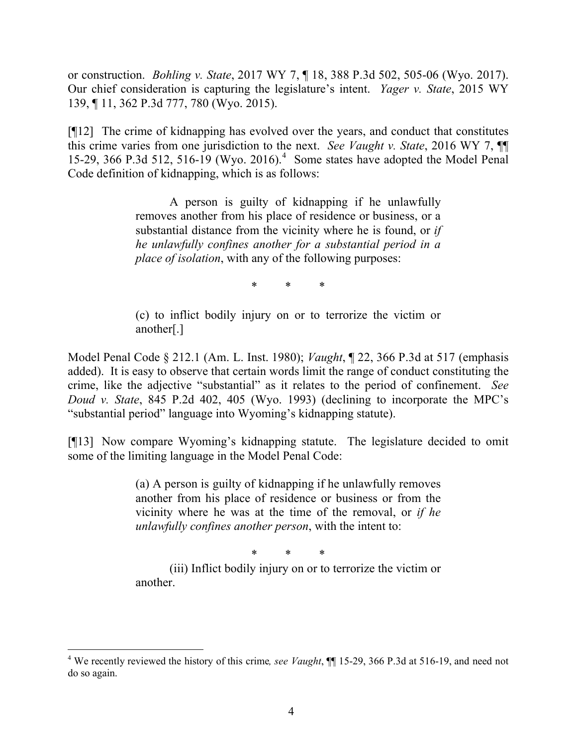or construction. *Bohling v. State*, 2017 WY 7, ¶ 18, 388 P.3d 502, 505-06 (Wyo. 2017). Our chief consideration is capturing the legislature's intent. *Yager v. State*, 2015 WY 139, ¶ 11, 362 P.3d 777, 780 (Wyo. 2015).

[¶12] The crime of kidnapping has evolved over the years, and conduct that constitutes this crime varies from one jurisdiction to the next. *See Vaught v. State*, 2016 WY 7, ¶¶ 15-29, 366 P.3d 512, 516-19 (Wyo. 2016).[4] Some states have adopted the Model Penal Code definition of kidnapping, which is as follows:

> A person is guilty of kidnapping if he unlawfully removes another from his place of residence or business, or a substantial distance from the vicinity where he is found, or *if he unlawfully confines another for a substantial period in a place of isolation*, with any of the following purposes:
>
> \* \* \*
>
> (c) to inflict bodily injury on or to terrorize the victim or another[.]

Model Penal Code § 212.1 (Am. L. Inst. 1980); *Vaught*, ¶ 22, 366 P.3d at 517 (emphasis added). It is easy to observe that certain words limit the range of conduct constituting the crime, like the adjective "substantial" as it relates to the period of confinement. *See Doud v. State*, 845 P.2d 402, 405 (Wyo. 1993) (declining to incorporate the MPC's "substantial period" language into Wyoming's kidnapping statute).

[¶13] Now compare Wyoming's kidnapping statute. The legislature decided to omit some of the limiting language in the Model Penal Code:

> (a) A person is guilty of kidnapping if he unlawfully removes another from his place of residence or business or from the vicinity where he was at the time of the removal, or *if he unlawfully confines another person*, with the intent to:
>
> \* \* \*
>
> (iii) Inflict bodily injury on or to terrorize the victim or another.

---

[4] We recently reviewed the history of this crime*, see Vaught*, ¶¶ 15-29, 366 P.3d at 516-19, and need not do so again.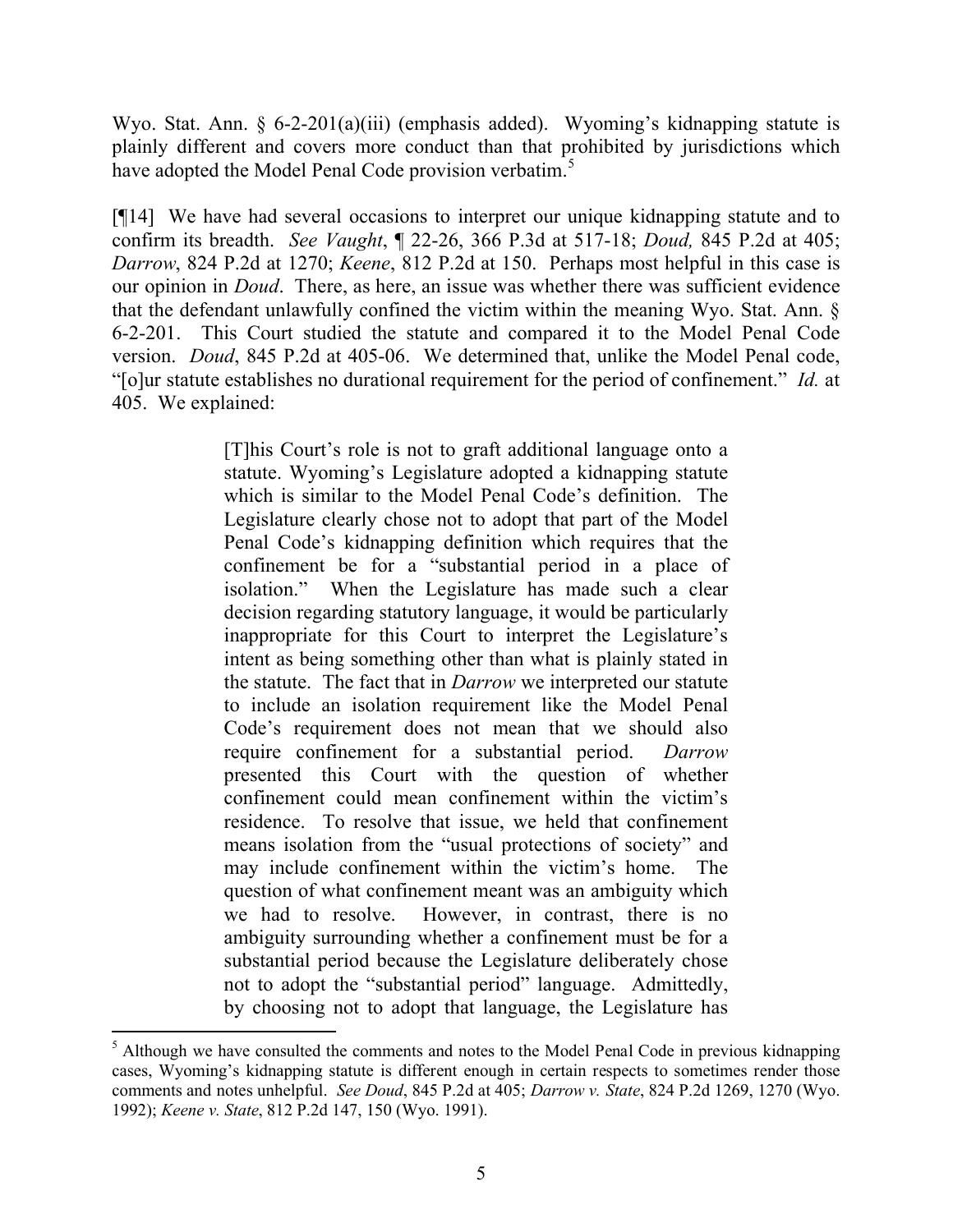Wyo. Stat. Ann. § 6-2-201(a)(iii) (emphasis added). Wyoming's kidnapping statute is plainly different and covers more conduct than that prohibited by jurisdictions which have adopted the Model Penal Code provision verbatim.[5]

[¶14] We have had several occasions to interpret our unique kidnapping statute and to confirm its breadth. *See Vaught*, ¶ 22-26, 366 P.3d at 517-18; *Doud,* 845 P.2d at 405; *Darrow*, 824 P.2d at 1270; *Keene*, 812 P.2d at 150. Perhaps most helpful in this case is our opinion in *Doud*. There, as here, an issue was whether there was sufficient evidence that the defendant unlawfully confined the victim within the meaning Wyo. Stat. Ann. § 6-2-201. This Court studied the statute and compared it to the Model Penal Code version. *Doud*, 845 P.2d at 405-06. We determined that, unlike the Model Penal code, "[o]ur statute establishes no durational requirement for the period of confinement." *Id.* at 405. We explained:

> [T]his Court's role is not to graft additional language onto a statute. Wyoming's Legislature adopted a kidnapping statute which is similar to the Model Penal Code's definition. The Legislature clearly chose not to adopt that part of the Model Penal Code's kidnapping definition which requires that the confinement be for a "substantial period in a place of isolation." When the Legislature has made such a clear decision regarding statutory language, it would be particularly inappropriate for this Court to interpret the Legislature's intent as being something other than what is plainly stated in the statute. The fact that in *Darrow* we interpreted our statute to include an isolation requirement like the Model Penal Code's requirement does not mean that we should also require confinement for a substantial period. *Darrow* presented this Court with the question of whether confinement could mean confinement within the victim's residence. To resolve that issue, we held that confinement means isolation from the "usual protections of society" and may include confinement within the victim's home. The question of what confinement meant was an ambiguity which we had to resolve. However, in contrast, there is no ambiguity surrounding whether a confinement must be for a substantial period because the Legislature deliberately chose not to adopt the "substantial period" language. Admittedly, by choosing not to adopt that language, the Legislature has

---

[5] Although we have consulted the comments and notes to the Model Penal Code in previous kidnapping cases, Wyoming's kidnapping statute is different enough in certain respects to sometimes render those comments and notes unhelpful. *See Doud*, 845 P.2d at 405; *Darrow v. State*, 824 P.2d 1269, 1270 (Wyo. 1992); *Keene v. State*, 812 P.2d 147, 150 (Wyo. 1991).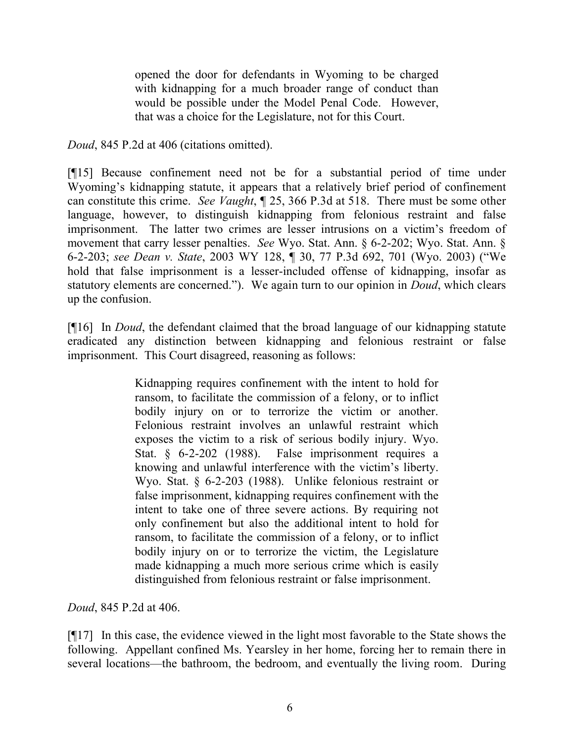> opened the door for defendants in Wyoming to be charged with kidnapping for a much broader range of conduct than would be possible under the Model Penal Code. However, that was a choice for the Legislature, not for this Court.

*Doud*, 845 P.2d at 406 (citations omitted).

[¶15] Because confinement need not be for a substantial period of time under Wyoming's kidnapping statute, it appears that a relatively brief period of confinement can constitute this crime. *See Vaught*, ¶ 25, 366 P.3d at 518. There must be some other language, however, to distinguish kidnapping from felonious restraint and false imprisonment. The latter two crimes are lesser intrusions on a victim's freedom of movement that carry lesser penalties. *See* Wyo. Stat. Ann. § 6-2-202; Wyo. Stat. Ann. § 6-2-203; *see Dean v. State*, 2003 WY 128, ¶ 30, 77 P.3d 692, 701 (Wyo. 2003) ("We hold that false imprisonment is a lesser-included offense of kidnapping, insofar as statutory elements are concerned."). We again turn to our opinion in *Doud*, which clears up the confusion.

[¶16] In *Doud*, the defendant claimed that the broad language of our kidnapping statute eradicated any distinction between kidnapping and felonious restraint or false imprisonment. This Court disagreed, reasoning as follows:

> Kidnapping requires confinement with the intent to hold for ransom, to facilitate the commission of a felony, or to inflict bodily injury on or to terrorize the victim or another. Felonious restraint involves an unlawful restraint which exposes the victim to a risk of serious bodily injury. Wyo. Stat. § 6-2-202 (1988). False imprisonment requires a knowing and unlawful interference with the victim's liberty. Wyo. Stat. § 6-2-203 (1988). Unlike felonious restraint or false imprisonment, kidnapping requires confinement with the intent to take one of three severe actions. By requiring not only confinement but also the additional intent to hold for ransom, to facilitate the commission of a felony, or to inflict bodily injury on or to terrorize the victim, the Legislature made kidnapping a much more serious crime which is easily distinguished from felonious restraint or false imprisonment.

*Doud*, 845 P.2d at 406.

[¶17] In this case, the evidence viewed in the light most favorable to the State shows the following. Appellant confined Ms. Yearsley in her home, forcing her to remain there in several locations—the bathroom, the bedroom, and eventually the living room. During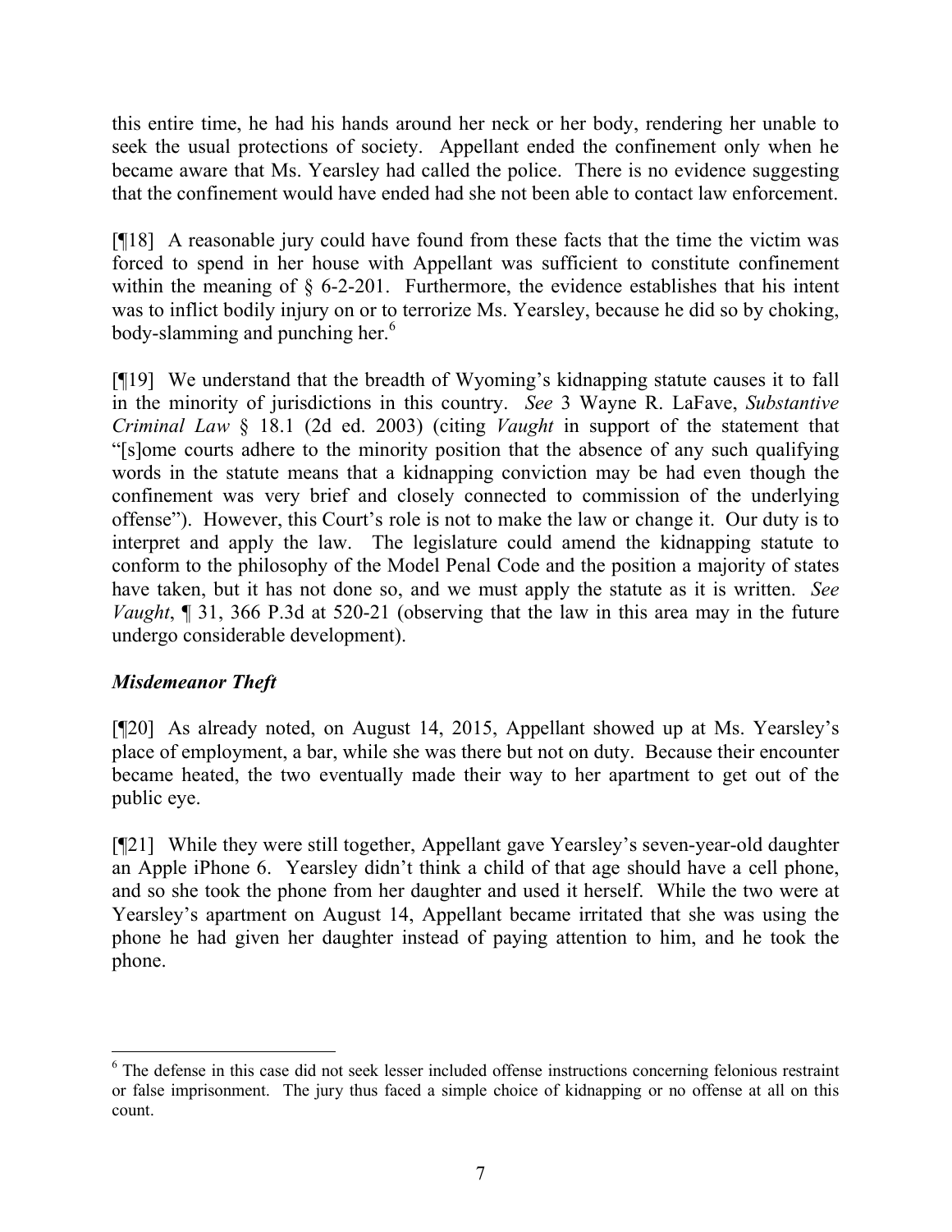this entire time, he had his hands around her neck or her body, rendering her unable to seek the usual protections of society. Appellant ended the confinement only when he became aware that Ms. Yearsley had called the police. There is no evidence suggesting that the confinement would have ended had she not been able to contact law enforcement.

[¶18] A reasonable jury could have found from these facts that the time the victim was forced to spend in her house with Appellant was sufficient to constitute confinement within the meaning of § 6-2-201. Furthermore, the evidence establishes that his intent was to inflict bodily injury on or to terrorize Ms. Yearsley, because he did so by choking, body-slamming and punching her.[6]

[¶19] We understand that the breadth of Wyoming's kidnapping statute causes it to fall in the minority of jurisdictions in this country. *See* 3 Wayne R. LaFave, *Substantive Criminal Law* § 18.1 (2d ed. 2003) (citing *Vaught* in support of the statement that "[s]ome courts adhere to the minority position that the absence of any such qualifying words in the statute means that a kidnapping conviction may be had even though the confinement was very brief and closely connected to commission of the underlying offense"). However, this Court's role is not to make the law or change it. Our duty is to interpret and apply the law. The legislature could amend the kidnapping statute to conform to the philosophy of the Model Penal Code and the position a majority of states have taken, but it has not done so, and we must apply the statute as it is written. *See Vaught*, ¶ 31, 366 P.3d at 520-21 (observing that the law in this area may in the future undergo considerable development).

### *Misdemeanor Theft*

[¶20] As already noted, on August 14, 2015, Appellant showed up at Ms. Yearsley's place of employment, a bar, while she was there but not on duty. Because their encounter became heated, the two eventually made their way to her apartment to get out of the public eye.

[¶21] While they were still together, Appellant gave Yearsley's seven-year-old daughter an Apple iPhone 6. Yearsley didn't think a child of that age should have a cell phone, and so she took the phone from her daughter and used it herself. While the two were at Yearsley's apartment on August 14, Appellant became irritated that she was using the phone he had given her daughter instead of paying attention to him, and he took the phone.

---

[6] The defense in this case did not seek lesser included offense instructions concerning felonious restraint or false imprisonment. The jury thus faced a simple choice of kidnapping or no offense at all on this count.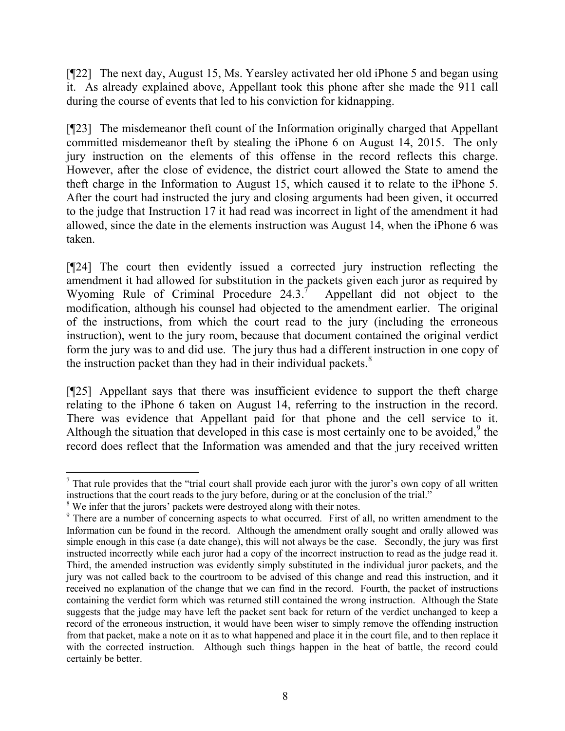[¶22] The next day, August 15, Ms. Yearsley activated her old iPhone 5 and began using it. As already explained above, Appellant took this phone after she made the 911 call during the course of events that led to his conviction for kidnapping.

[¶23] The misdemeanor theft count of the Information originally charged that Appellant committed misdemeanor theft by stealing the iPhone 6 on August 14, 2015. The only jury instruction on the elements of this offense in the record reflects this charge. However, after the close of evidence, the district court allowed the State to amend the theft charge in the Information to August 15, which caused it to relate to the iPhone 5. After the court had instructed the jury and closing arguments had been given, it occurred to the judge that Instruction 17 it had read was incorrect in light of the amendment it had allowed, since the date in the elements instruction was August 14, when the iPhone 6 was taken.

[¶24] The court then evidently issued a corrected jury instruction reflecting the amendment it had allowed for substitution in the packets given each juror as required by Wyoming Rule of Criminal Procedure 24.3.[7] Appellant did not object to the modification, although his counsel had objected to the amendment earlier. The original of the instructions, from which the court read to the jury (including the erroneous instruction), went to the jury room, because that document contained the original verdict form the jury was to and did use. The jury thus had a different instruction in one copy of the instruction packet than they had in their individual packets.[8]

[¶25] Appellant says that there was insufficient evidence to support the theft charge relating to the iPhone 6 taken on August 14, referring to the instruction in the record. There was evidence that Appellant paid for that phone and the cell service to it. Although the situation that developed in this case is most certainly one to be avoided,[9] the record does reflect that the Information was amended and that the jury received written

---

[7] That rule provides that the "trial court shall provide each juror with the juror's own copy of all written instructions that the court reads to the jury before, during or at the conclusion of the trial."

[8] We infer that the jurors' packets were destroyed along with their notes.

[9] There are a number of concerning aspects to what occurred. First of all, no written amendment to the Information can be found in the record. Although the amendment orally sought and orally allowed was simple enough in this case (a date change), this will not always be the case. Secondly, the jury was first instructed incorrectly while each juror had a copy of the incorrect instruction to read as the judge read it. Third, the amended instruction was evidently simply substituted in the individual juror packets, and the jury was not called back to the courtroom to be advised of this change and read this instruction, and it received no explanation of the change that we can find in the record. Fourth, the packet of instructions containing the verdict form which was returned still contained the wrong instruction. Although the State suggests that the judge may have left the packet sent back for return of the verdict unchanged to keep a record of the erroneous instruction, it would have been wiser to simply remove the offending instruction from that packet, make a note on it as to what happened and place it in the court file, and to then replace it with the corrected instruction. Although such things happen in the heat of battle, the record could certainly be better.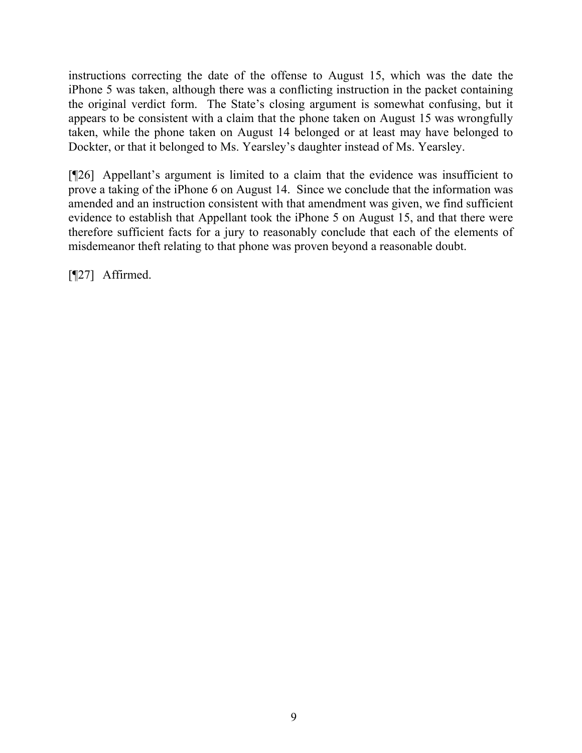instructions correcting the date of the offense to August 15, which was the date the iPhone 5 was taken, although there was a conflicting instruction in the packet containing the original verdict form. The State's closing argument is somewhat confusing, but it appears to be consistent with a claim that the phone taken on August 15 was wrongfully taken, while the phone taken on August 14 belonged or at least may have belonged to Dockter, or that it belonged to Ms. Yearsley's daughter instead of Ms. Yearsley.

[¶26] Appellant's argument is limited to a claim that the evidence was insufficient to prove a taking of the iPhone 6 on August 14. Since we conclude that the information was amended and an instruction consistent with that amendment was given, we find sufficient evidence to establish that Appellant took the iPhone 5 on August 15, and that there were therefore sufficient facts for a jury to reasonably conclude that each of the elements of misdemeanor theft relating to that phone was proven beyond a reasonable doubt.

[¶27] Affirmed.